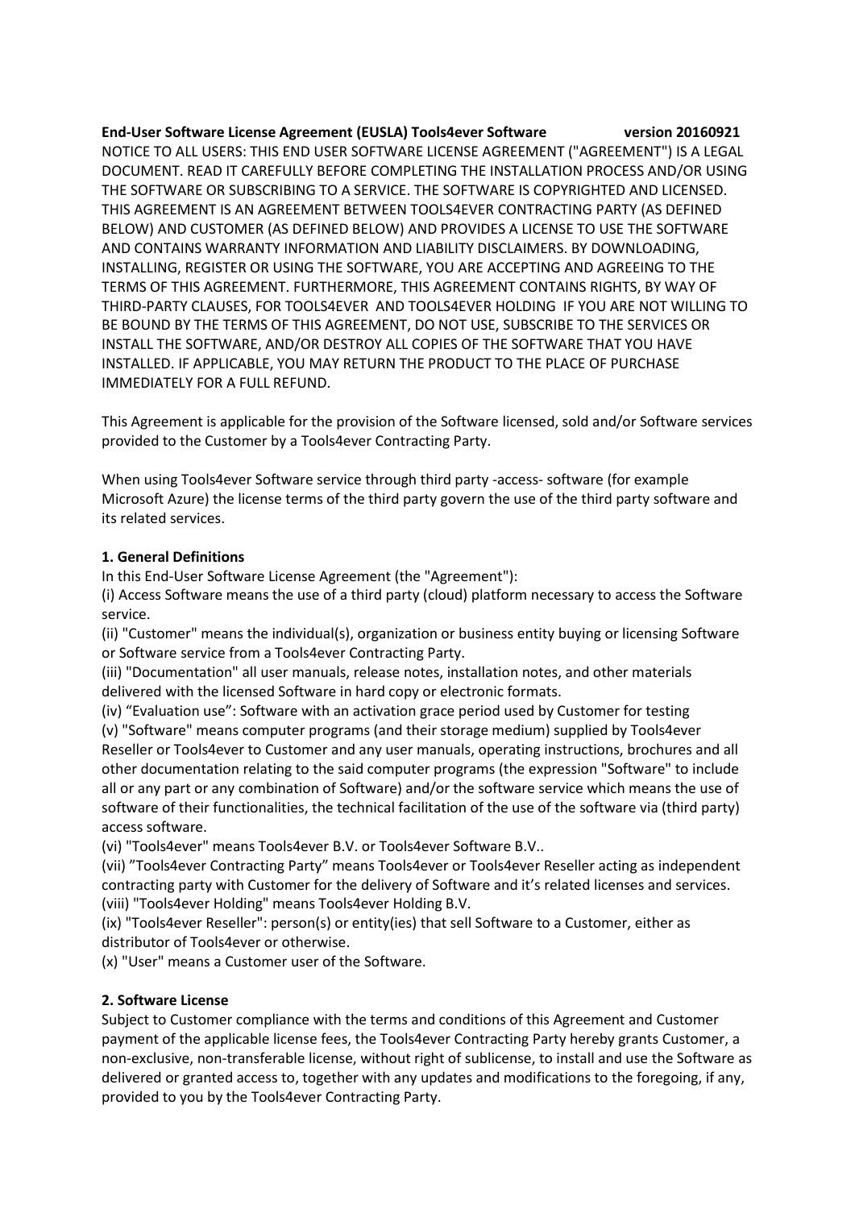**End-User Software License Agreement (EUSLA) Tools4ever Software version 20160921**

NOTICE TO ALL USERS: THIS END USER SOFTWARE LICENSE AGREEMENT ("AGREEMENT") IS A LEGAL DOCUMENT. READ IT CAREFULLY BEFORE COMPLETING THE INSTALLATION PROCESS AND/OR USING THE SOFTWARE OR SUBSCRIBING TO A SERVICE. THE SOFTWARE IS COPYRIGHTED AND LICENSED. THIS AGREEMENT IS AN AGREEMENT BETWEEN TOOLS4EVER CONTRACTING PARTY (AS DEFINED BELOW) AND CUSTOMER (AS DEFINED BELOW) AND PROVIDES A LICENSE TO USE THE SOFTWARE AND CONTAINS WARRANTY INFORMATION AND LIABILITY DISCLAIMERS. BY DOWNLOADING, INSTALLING, REGISTER OR USING THE SOFTWARE, YOU ARE ACCEPTING AND AGREEING TO THE TERMS OF THIS AGREEMENT. FURTHERMORE, THIS AGREEMENT CONTAINS RIGHTS, BY WAY OF THIRD-PARTY CLAUSES, FOR TOOLS4EVER AND TOOLS4EVER HOLDING IF YOU ARE NOT WILLING TO BE BOUND BY THE TERMS OF THIS AGREEMENT, DO NOT USE, SUBSCRIBE TO THE SERVICES OR INSTALL THE SOFTWARE, AND/OR DESTROY ALL COPIES OF THE SOFTWARE THAT YOU HAVE INSTALLED. IF APPLICABLE, YOU MAY RETURN THE PRODUCT TO THE PLACE OF PURCHASE IMMEDIATELY FOR A FULL REFUND.

This Agreement is applicable for the provision of the Software licensed, sold and/or Software services provided to the Customer by a Tools4ever Contracting Party.

When using Tools4ever Software service through third party -access- software (for example Microsoft Azure) the license terms of the third party govern the use of the third party software and its related services.

**1. General Definitions**

In this End-User Software License Agreement (the "Agreement"):

(i) Access Software means the use of a third party (cloud) platform necessary to access the Software service.

(ii) "Customer" means the individual(s), organization or business entity buying or licensing Software or Software service from a Tools4ever Contracting Party.

(iii) "Documentation" all user manuals, release notes, installation notes, and other materials delivered with the licensed Software in hard copy or electronic formats.

(iv) “Evaluation use”: Software with an activation grace period used by Customer for testing

(v) "Software" means computer programs (and their storage medium) supplied by Tools4ever Reseller or Tools4ever to Customer and any user manuals, operating instructions, brochures and all other documentation relating to the said computer programs (the expression "Software" to include all or any part or any combination of Software) and/or the software service which means the use of software of their functionalities, the technical facilitation of the use of the software via (third party) access software.

(vi) "Tools4ever" means Tools4ever B.V. or Tools4ever Software B.V..

(vii) ”Tools4ever Contracting Party” means Tools4ever or Tools4ever Reseller acting as independent contracting party with Customer for the delivery of Software and it’s related licenses and services.

(viii) "Tools4ever Holding" means Tools4ever Holding B.V.

(ix) "Tools4ever Reseller": person(s) or entity(ies) that sell Software to a Customer, either as distributor of Tools4ever or otherwise.

(x) "User" means a Customer user of the Software.

**2. Software License**

Subject to Customer compliance with the terms and conditions of this Agreement and Customer payment of the applicable license fees, the Tools4ever Contracting Party hereby grants Customer, a non-exclusive, non-transferable license, without right of sublicense, to install and use the Software as delivered or granted access to, together with any updates and modifications to the foregoing, if any, provided to you by the Tools4ever Contracting Party.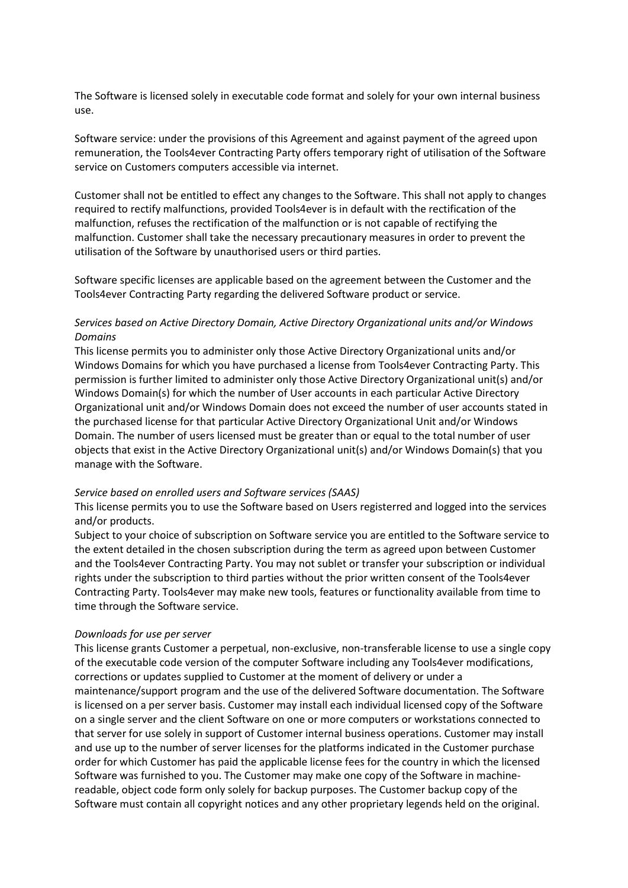The Software is licensed solely in executable code format and solely for your own internal business use.

Software service: under the provisions of this Agreement and against payment of the agreed upon remuneration, the Tools4ever Contracting Party offers temporary right of utilisation of the Software service on Customers computers accessible via internet.

Customer shall not be entitled to effect any changes to the Software. This shall not apply to changes required to rectify malfunctions, provided Tools4ever is in default with the rectification of the malfunction, refuses the rectification of the malfunction or is not capable of rectifying the malfunction. Customer shall take the necessary precautionary measures in order to prevent the utilisation of the Software by unauthorised users or third parties.

Software specific licenses are applicable based on the agreement between the Customer and the Tools4ever Contracting Party regarding the delivered Software product or service.

*Services based on Active Directory Domain, Active Directory Organizational units and/or Windows Domains*

This license permits you to administer only those Active Directory Organizational units and/or Windows Domains for which you have purchased a license from Tools4ever Contracting Party. This permission is further limited to administer only those Active Directory Organizational unit(s) and/or Windows Domain(s) for which the number of User accounts in each particular Active Directory Organizational unit and/or Windows Domain does not exceed the number of user accounts stated in the purchased license for that particular Active Directory Organizational Unit and/or Windows Domain. The number of users licensed must be greater than or equal to the total number of user objects that exist in the Active Directory Organizational unit(s) and/or Windows Domain(s) that you manage with the Software.

*Service based on enrolled users and Software services (SAAS)*

This license permits you to use the Software based on Users registerred and logged into the services and/or products.

Subject to your choice of subscription on Software service you are entitled to the Software service to the extent detailed in the chosen subscription during the term as agreed upon between Customer and the Tools4ever Contracting Party. You may not sublet or transfer your subscription or individual rights under the subscription to third parties without the prior written consent of the Tools4ever Contracting Party. Tools4ever may make new tools, features or functionality available from time to time through the Software service.

*Downloads for use per server*

This license grants Customer a perpetual, non-exclusive, non-transferable license to use a single copy of the executable code version of the computer Software including any Tools4ever modifications, corrections or updates supplied to Customer at the moment of delivery or under a maintenance/support program and the use of the delivered Software documentation. The Software is licensed on a per server basis. Customer may install each individual licensed copy of the Software on a single server and the client Software on one or more computers or workstations connected to that server for use solely in support of Customer internal business operations. Customer may install and use up to the number of server licenses for the platforms indicated in the Customer purchase order for which Customer has paid the applicable license fees for the country in which the licensed Software was furnished to you. The Customer may make one copy of the Software in machine-readable, object code form only solely for backup purposes. The Customer backup copy of the Software must contain all copyright notices and any other proprietary legends held on the original.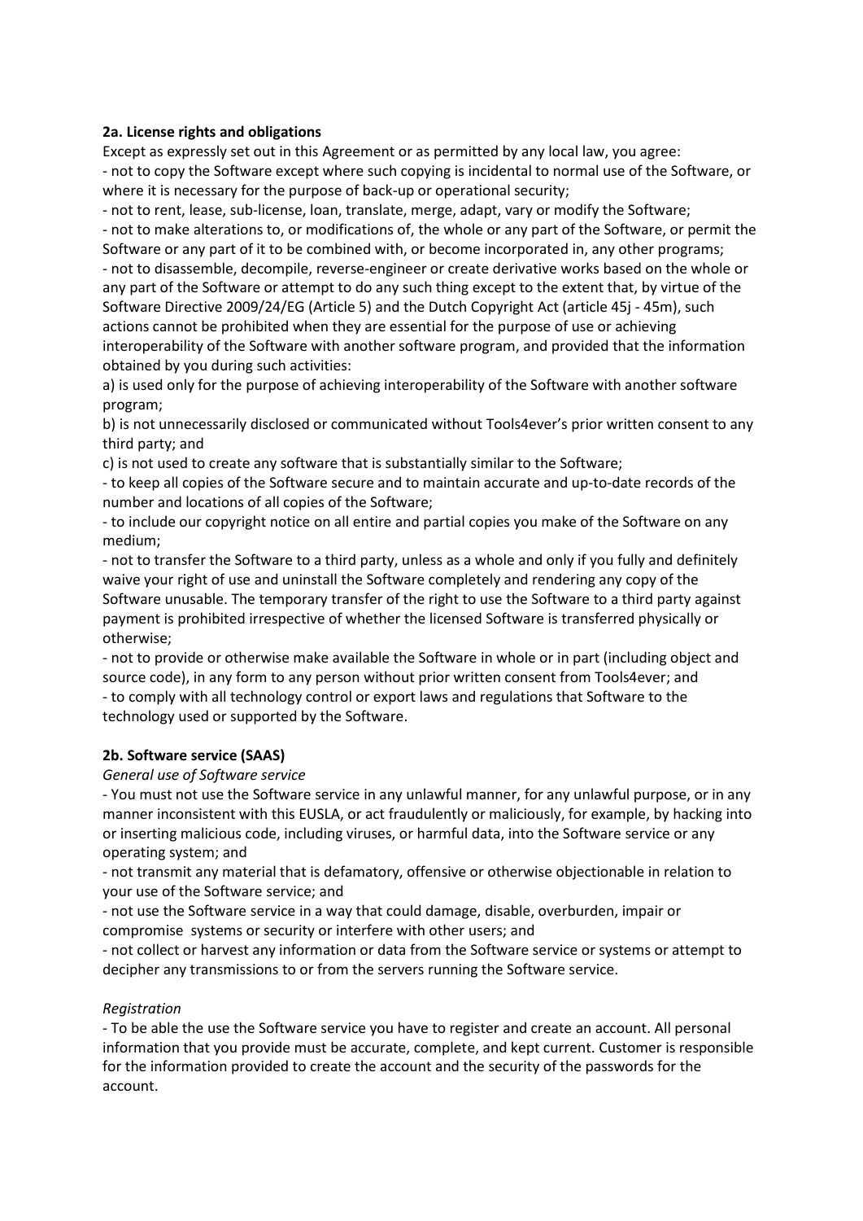**2a. License rights and obligations**

Except as expressly set out in this Agreement or as permitted by any local law, you agree:

- not to copy the Software except where such copying is incidental to normal use of the Software, or where it is necessary for the purpose of back-up or operational security;
- not to rent, lease, sub-license, loan, translate, merge, adapt, vary or modify the Software;
- not to make alterations to, or modifications of, the whole or any part of the Software, or permit the Software or any part of it to be combined with, or become incorporated in, any other programs;
- not to disassemble, decompile, reverse-engineer or create derivative works based on the whole or any part of the Software or attempt to do any such thing except to the extent that, by virtue of the Software Directive 2009/24/EG (Article 5) and the Dutch Copyright Act (article 45j - 45m), such actions cannot be prohibited when they are essential for the purpose of use or achieving interoperability of the Software with another software program, and provided that the information obtained by you during such activities:

a) is used only for the purpose of achieving interoperability of the Software with another software program;

b) is not unnecessarily disclosed or communicated without Tools4ever's prior written consent to any third party; and

c) is not used to create any software that is substantially similar to the Software;

- to keep all copies of the Software secure and to maintain accurate and up-to-date records of the number and locations of all copies of the Software;
- to include our copyright notice on all entire and partial copies you make of the Software on any medium;
- not to transfer the Software to a third party, unless as a whole and only if you fully and definitely waive your right of use and uninstall the Software completely and rendering any copy of the Software unusable. The temporary transfer of the right to use the Software to a third party against payment is prohibited irrespective of whether the licensed Software is transferred physically or otherwise;
- not to provide or otherwise make available the Software in whole or in part (including object and source code), in any form to any person without prior written consent from Tools4ever; and
- to comply with all technology control or export laws and regulations that Software to the technology used or supported by the Software.

**2b. Software service (SAAS)**

*General use of Software service*

- You must not use the Software service in any unlawful manner, for any unlawful purpose, or in any manner inconsistent with this EUSLA, or act fraudulently or maliciously, for example, by hacking into or inserting malicious code, including viruses, or harmful data, into the Software service or any operating system; and
- not transmit any material that is defamatory, offensive or otherwise objectionable in relation to your use of the Software service; and
- not use the Software service in a way that could damage, disable, overburden, impair or compromise systems or security or interfere with other users; and
- not collect or harvest any information or data from the Software service or systems or attempt to decipher any transmissions to or from the servers running the Software service.

*Registration*

- To be able the use the Software service you have to register and create an account. All personal information that you provide must be accurate, complete, and kept current. Customer is responsible for the information provided to create the account and the security of the passwords for the account.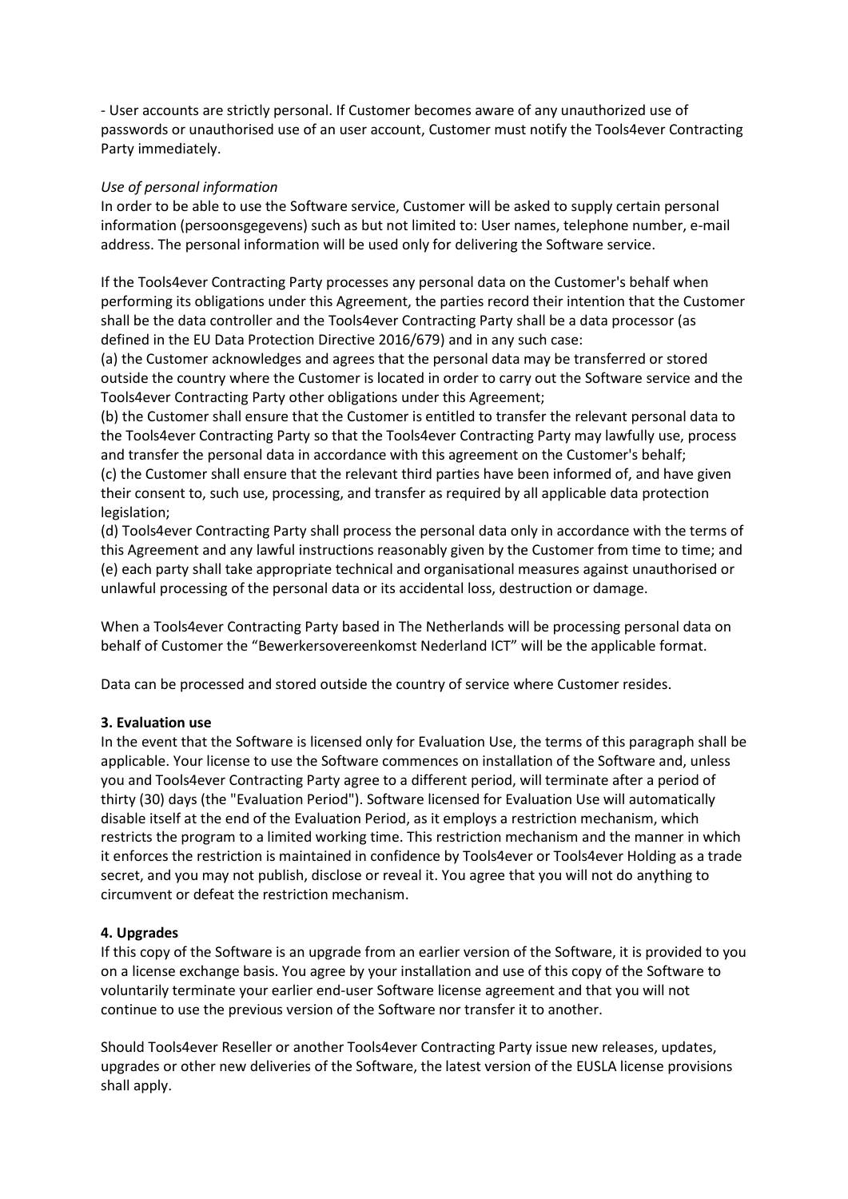- User accounts are strictly personal. If Customer becomes aware of any unauthorized use of passwords or unauthorised use of an user account, Customer must notify the Tools4ever Contracting Party immediately.

*Use of personal information*

In order to be able to use the Software service, Customer will be asked to supply certain personal information (persoonsgegevens) such as but not limited to: User names, telephone number, e-mail address. The personal information will be used only for delivering the Software service.

If the Tools4ever Contracting Party processes any personal data on the Customer's behalf when performing its obligations under this Agreement, the parties record their intention that the Customer shall be the data controller and the Tools4ever Contracting Party shall be a data processor (as defined in the EU Data Protection Directive 2016/679) and in any such case:

(a) the Customer acknowledges and agrees that the personal data may be transferred or stored outside the country where the Customer is located in order to carry out the Software service and the Tools4ever Contracting Party other obligations under this Agreement;

(b) the Customer shall ensure that the Customer is entitled to transfer the relevant personal data to the Tools4ever Contracting Party so that the Tools4ever Contracting Party may lawfully use, process and transfer the personal data in accordance with this agreement on the Customer's behalf;

(c) the Customer shall ensure that the relevant third parties have been informed of, and have given their consent to, such use, processing, and transfer as required by all applicable data protection legislation;

(d) Tools4ever Contracting Party shall process the personal data only in accordance with the terms of this Agreement and any lawful instructions reasonably given by the Customer from time to time; and

(e) each party shall take appropriate technical and organisational measures against unauthorised or unlawful processing of the personal data or its accidental loss, destruction or damage.

When a Tools4ever Contracting Party based in The Netherlands will be processing personal data on behalf of Customer the "Bewerkersovereenkomst Nederland ICT" will be the applicable format.

Data can be processed and stored outside the country of service where Customer resides.

**3. Evaluation use**

In the event that the Software is licensed only for Evaluation Use, the terms of this paragraph shall be applicable. Your license to use the Software commences on installation of the Software and, unless you and Tools4ever Contracting Party agree to a different period, will terminate after a period of thirty (30) days (the "Evaluation Period"). Software licensed for Evaluation Use will automatically disable itself at the end of the Evaluation Period, as it employs a restriction mechanism, which restricts the program to a limited working time. This restriction mechanism and the manner in which it enforces the restriction is maintained in confidence by Tools4ever or Tools4ever Holding as a trade secret, and you may not publish, disclose or reveal it. You agree that you will not do anything to circumvent or defeat the restriction mechanism.

**4. Upgrades**

If this copy of the Software is an upgrade from an earlier version of the Software, it is provided to you on a license exchange basis. You agree by your installation and use of this copy of the Software to voluntarily terminate your earlier end-user Software license agreement and that you will not continue to use the previous version of the Software nor transfer it to another.

Should Tools4ever Reseller or another Tools4ever Contracting Party issue new releases, updates, upgrades or other new deliveries of the Software, the latest version of the EUSLA license provisions shall apply.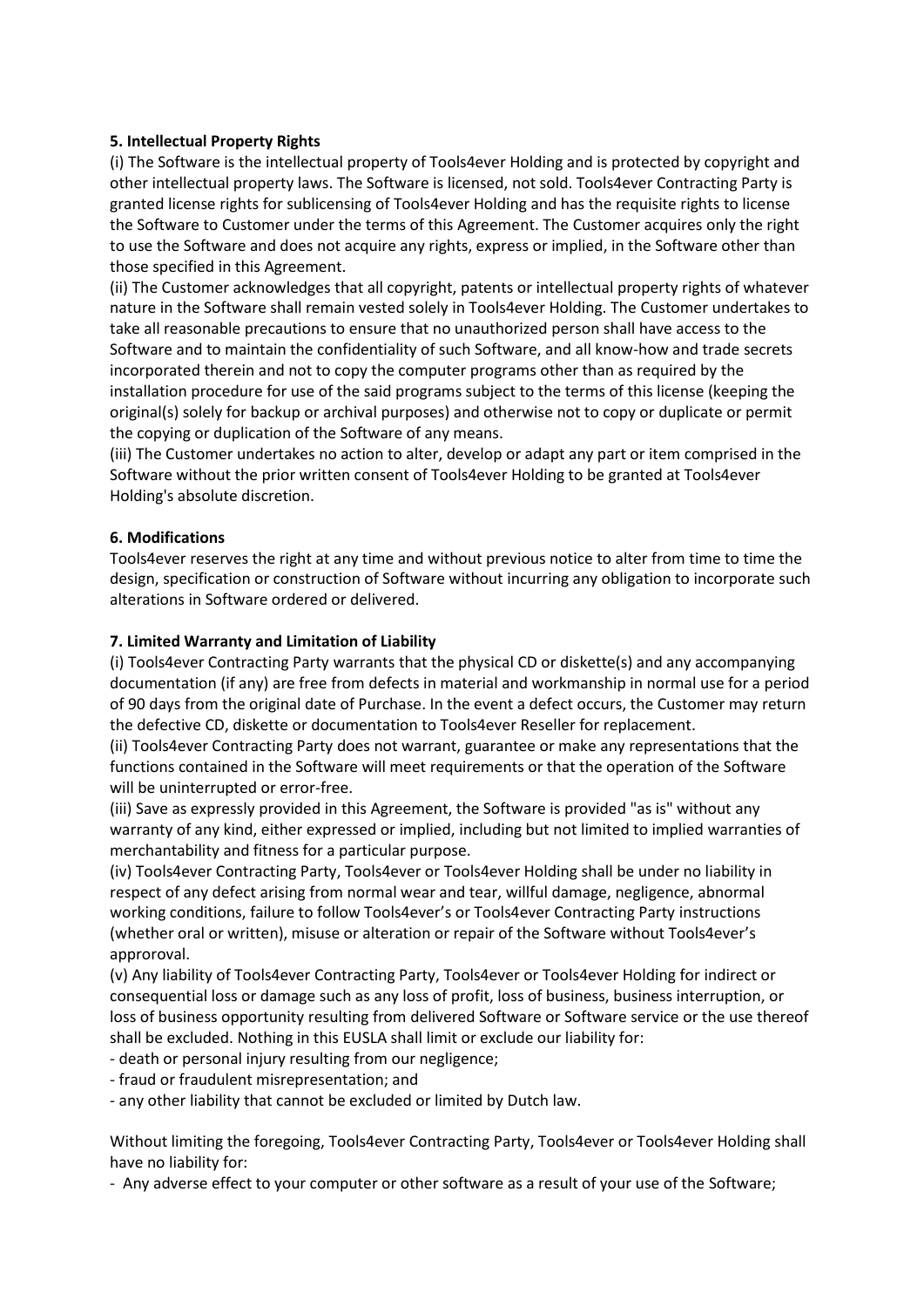**5. Intellectual Property Rights**

(i) The Software is the intellectual property of Tools4ever Holding and is protected by copyright and other intellectual property laws. The Software is licensed, not sold. Tools4ever Contracting Party is granted license rights for sublicensing of Tools4ever Holding and has the requisite rights to license the Software to Customer under the terms of this Agreement. The Customer acquires only the right to use the Software and does not acquire any rights, express or implied, in the Software other than those specified in this Agreement.

(ii) The Customer acknowledges that all copyright, patents or intellectual property rights of whatever nature in the Software shall remain vested solely in Tools4ever Holding. The Customer undertakes to take all reasonable precautions to ensure that no unauthorized person shall have access to the Software and to maintain the confidentiality of such Software, and all know-how and trade secrets incorporated therein and not to copy the computer programs other than as required by the installation procedure for use of the said programs subject to the terms of this license (keeping the original(s) solely for backup or archival purposes) and otherwise not to copy or duplicate or permit the copying or duplication of the Software of any means.

(iii) The Customer undertakes no action to alter, develop or adapt any part or item comprised in the Software without the prior written consent of Tools4ever Holding to be granted at Tools4ever Holding's absolute discretion.

**6. Modifications**

Tools4ever reserves the right at any time and without previous notice to alter from time to time the design, specification or construction of Software without incurring any obligation to incorporate such alterations in Software ordered or delivered.

**7. Limited Warranty and Limitation of Liability**

(i) Tools4ever Contracting Party warrants that the physical CD or diskette(s) and any accompanying documentation (if any) are free from defects in material and workmanship in normal use for a period of 90 days from the original date of Purchase. In the event a defect occurs, the Customer may return the defective CD, diskette or documentation to Tools4ever Reseller for replacement.

(ii) Tools4ever Contracting Party does not warrant, guarantee or make any representations that the functions contained in the Software will meet requirements or that the operation of the Software will be uninterrupted or error-free.

(iii) Save as expressly provided in this Agreement, the Software is provided "as is" without any warranty of any kind, either expressed or implied, including but not limited to implied warranties of merchantability and fitness for a particular purpose.

(iv) Tools4ever Contracting Party, Tools4ever or Tools4ever Holding shall be under no liability in respect of any defect arising from normal wear and tear, willful damage, negligence, abnormal working conditions, failure to follow Tools4ever's or Tools4ever Contracting Party instructions (whether oral or written), misuse or alteration or repair of the Software without Tools4ever's approroval.

(v) Any liability of Tools4ever Contracting Party, Tools4ever or Tools4ever Holding for indirect or consequential loss or damage such as any loss of profit, loss of business, business interruption, or loss of business opportunity resulting from delivered Software or Software service or the use thereof shall be excluded. Nothing in this EUSLA shall limit or exclude our liability for:

- death or personal injury resulting from our negligence;
- fraud or fraudulent misrepresentation; and
- any other liability that cannot be excluded or limited by Dutch law.

Without limiting the foregoing, Tools4ever Contracting Party, Tools4ever or Tools4ever Holding shall have no liability for:

- Any adverse effect to your computer or other software as a result of your use of the Software;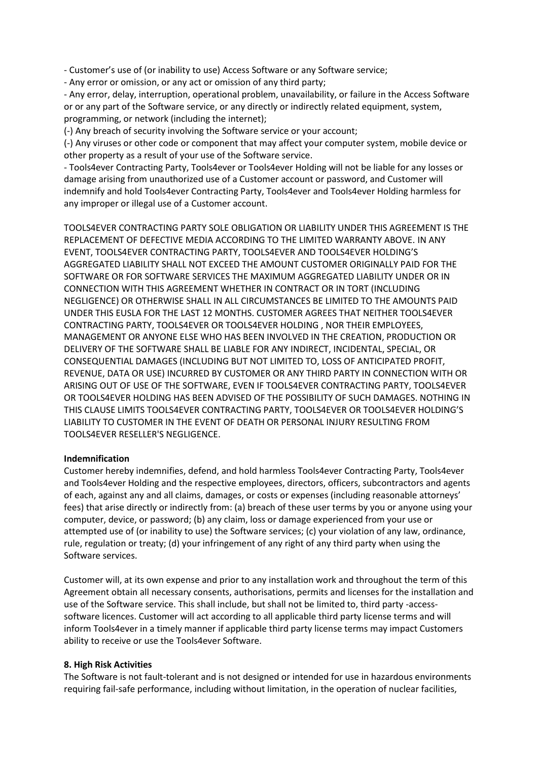- Customer's use of (or inability to use) Access Software or any Software service;
- Any error or omission, or any act or omission of any third party;
- Any error, delay, interruption, operational problem, unavailability, or failure in the Access Software or or any part of the Software service, or any directly or indirectly related equipment, system, programming, or network (including the internet);

(-) Any breach of security involving the Software service or your account;

(-) Any viruses or other code or component that may affect your computer system, mobile device or other property as a result of your use of the Software service.

- Tools4ever Contracting Party, Tools4ever or Tools4ever Holding will not be liable for any losses or damage arising from unauthorized use of a Customer account or password, and Customer will indemnify and hold Tools4ever Contracting Party, Tools4ever and Tools4ever Holding harmless for any improper or illegal use of a Customer account.

TOOLS4EVER CONTRACTING PARTY SOLE OBLIGATION OR LIABILITY UNDER THIS AGREEMENT IS THE REPLACEMENT OF DEFECTIVE MEDIA ACCORDING TO THE LIMITED WARRANTY ABOVE. IN ANY EVENT, TOOLS4EVER CONTRACTING PARTY, TOOLS4EVER AND TOOLS4EVER HOLDING'S AGGREGATED LIABILITY SHALL NOT EXCEED THE AMOUNT CUSTOMER ORIGINALLY PAID FOR THE SOFTWARE OR FOR SOFTWARE SERVICES THE MAXIMUM AGGREGATED LIABILITY UNDER OR IN CONNECTION WITH THIS AGREEMENT WHETHER IN CONTRACT OR IN TORT (INCLUDING NEGLIGENCE) OR OTHERWISE SHALL IN ALL CIRCUMSTANCES BE LIMITED TO THE AMOUNTS PAID UNDER THIS EUSLA FOR THE LAST 12 MONTHS. CUSTOMER AGREES THAT NEITHER TOOLS4EVER CONTRACTING PARTY, TOOLS4EVER OR TOOLS4EVER HOLDING , NOR THEIR EMPLOYEES, MANAGEMENT OR ANYONE ELSE WHO HAS BEEN INVOLVED IN THE CREATION, PRODUCTION OR DELIVERY OF THE SOFTWARE SHALL BE LIABLE FOR ANY INDIRECT, INCIDENTAL, SPECIAL, OR CONSEQUENTIAL DAMAGES (INCLUDING BUT NOT LIMITED TO, LOSS OF ANTICIPATED PROFIT, REVENUE, DATA OR USE) INCURRED BY CUSTOMER OR ANY THIRD PARTY IN CONNECTION WITH OR ARISING OUT OF USE OF THE SOFTWARE, EVEN IF TOOLS4EVER CONTRACTING PARTY, TOOLS4EVER OR TOOLS4EVER HOLDING HAS BEEN ADVISED OF THE POSSIBILITY OF SUCH DAMAGES. NOTHING IN THIS CLAUSE LIMITS TOOLS4EVER CONTRACTING PARTY, TOOLS4EVER OR TOOLS4EVER HOLDING'S LIABILITY TO CUSTOMER IN THE EVENT OF DEATH OR PERSONAL INJURY RESULTING FROM TOOLS4EVER RESELLER'S NEGLIGENCE.

**Indemnification**

Customer hereby indemnifies, defend, and hold harmless Tools4ever Contracting Party, Tools4ever and Tools4ever Holding and the respective employees, directors, officers, subcontractors and agents of each, against any and all claims, damages, or costs or expenses (including reasonable attorneys' fees) that arise directly or indirectly from: (a) breach of these user terms by you or anyone using your computer, device, or password; (b) any claim, loss or damage experienced from your use or attempted use of (or inability to use) the Software services; (c) your violation of any law, ordinance, rule, regulation or treaty; (d) your infringement of any right of any third party when using the Software services.

Customer will, at its own expense and prior to any installation work and throughout the term of this Agreement obtain all necessary consents, authorisations, permits and licenses for the installation and use of the Software service. This shall include, but shall not be limited to, third party -access-software licences. Customer will act according to all applicable third party license terms and will inform Tools4ever in a timely manner if applicable third party license terms may impact Customers ability to receive or use the Tools4ever Software.

**8. High Risk Activities**

The Software is not fault-tolerant and is not designed or intended for use in hazardous environments requiring fail-safe performance, including without limitation, in the operation of nuclear facilities,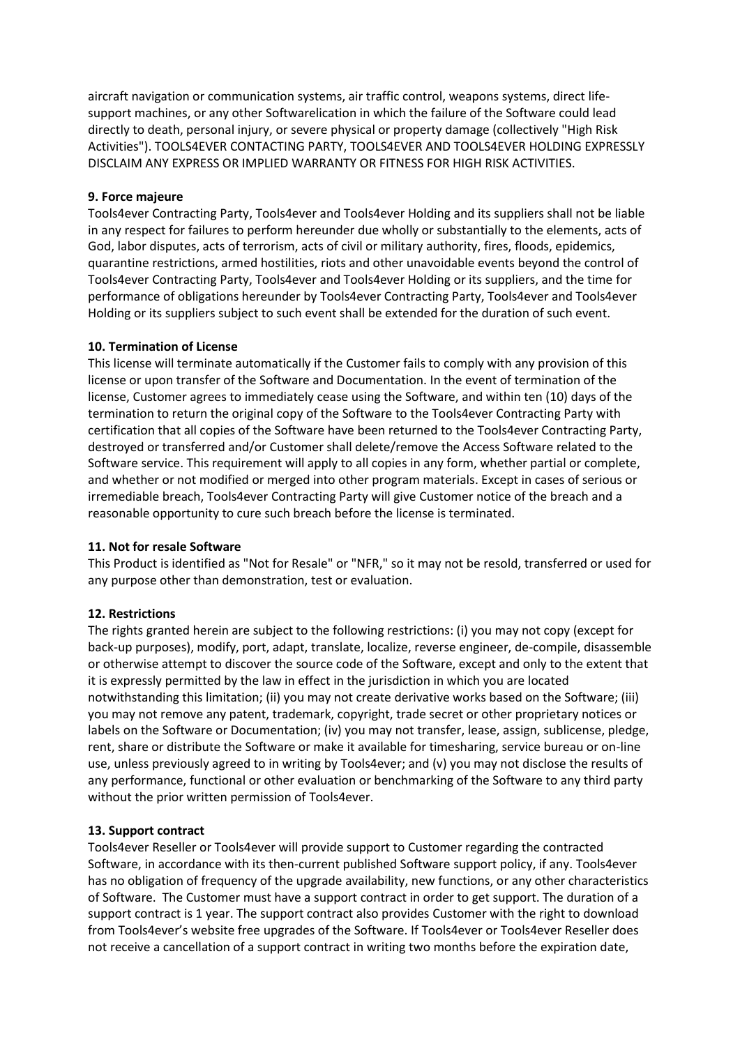aircraft navigation or communication systems, air traffic control, weapons systems, direct life-support machines, or any other Softwarelication in which the failure of the Software could lead directly to death, personal injury, or severe physical or property damage (collectively "High Risk Activities"). TOOLS4EVER CONTACTING PARTY, TOOLS4EVER AND TOOLS4EVER HOLDING EXPRESSLY DISCLAIM ANY EXPRESS OR IMPLIED WARRANTY OR FITNESS FOR HIGH RISK ACTIVITIES.

**9. Force majeure**

Tools4ever Contracting Party, Tools4ever and Tools4ever Holding and its suppliers shall not be liable in any respect for failures to perform hereunder due wholly or substantially to the elements, acts of God, labor disputes, acts of terrorism, acts of civil or military authority, fires, floods, epidemics, quarantine restrictions, armed hostilities, riots and other unavoidable events beyond the control of Tools4ever Contracting Party, Tools4ever and Tools4ever Holding or its suppliers, and the time for performance of obligations hereunder by Tools4ever Contracting Party, Tools4ever and Tools4ever Holding or its suppliers subject to such event shall be extended for the duration of such event.

**10. Termination of License**

This license will terminate automatically if the Customer fails to comply with any provision of this license or upon transfer of the Software and Documentation. In the event of termination of the license, Customer agrees to immediately cease using the Software, and within ten (10) days of the termination to return the original copy of the Software to the Tools4ever Contracting Party with certification that all copies of the Software have been returned to the Tools4ever Contracting Party, destroyed or transferred and/or Customer shall delete/remove the Access Software related to the Software service. This requirement will apply to all copies in any form, whether partial or complete, and whether or not modified or merged into other program materials. Except in cases of serious or irremediable breach, Tools4ever Contracting Party will give Customer notice of the breach and a reasonable opportunity to cure such breach before the license is terminated.

**11. Not for resale Software**

This Product is identified as "Not for Resale" or "NFR," so it may not be resold, transferred or used for any purpose other than demonstration, test or evaluation.

**12. Restrictions**

The rights granted herein are subject to the following restrictions: (i) you may not copy (except for back-up purposes), modify, port, adapt, translate, localize, reverse engineer, de-compile, disassemble or otherwise attempt to discover the source code of the Software, except and only to the extent that it is expressly permitted by the law in effect in the jurisdiction in which you are located notwithstanding this limitation; (ii) you may not create derivative works based on the Software; (iii) you may not remove any patent, trademark, copyright, trade secret or other proprietary notices or labels on the Software or Documentation; (iv) you may not transfer, lease, assign, sublicense, pledge, rent, share or distribute the Software or make it available for timesharing, service bureau or on-line use, unless previously agreed to in writing by Tools4ever; and (v) you may not disclose the results of any performance, functional or other evaluation or benchmarking of the Software to any third party without the prior written permission of Tools4ever.

**13. Support contract**

Tools4ever Reseller or Tools4ever will provide support to Customer regarding the contracted Software, in accordance with its then-current published Software support policy, if any. Tools4ever has no obligation of frequency of the upgrade availability, new functions, or any other characteristics of Software. The Customer must have a support contract in order to get support. The duration of a support contract is 1 year. The support contract also provides Customer with the right to download from Tools4ever's website free upgrades of the Software. If Tools4ever or Tools4ever Reseller does not receive a cancellation of a support contract in writing two months before the expiration date,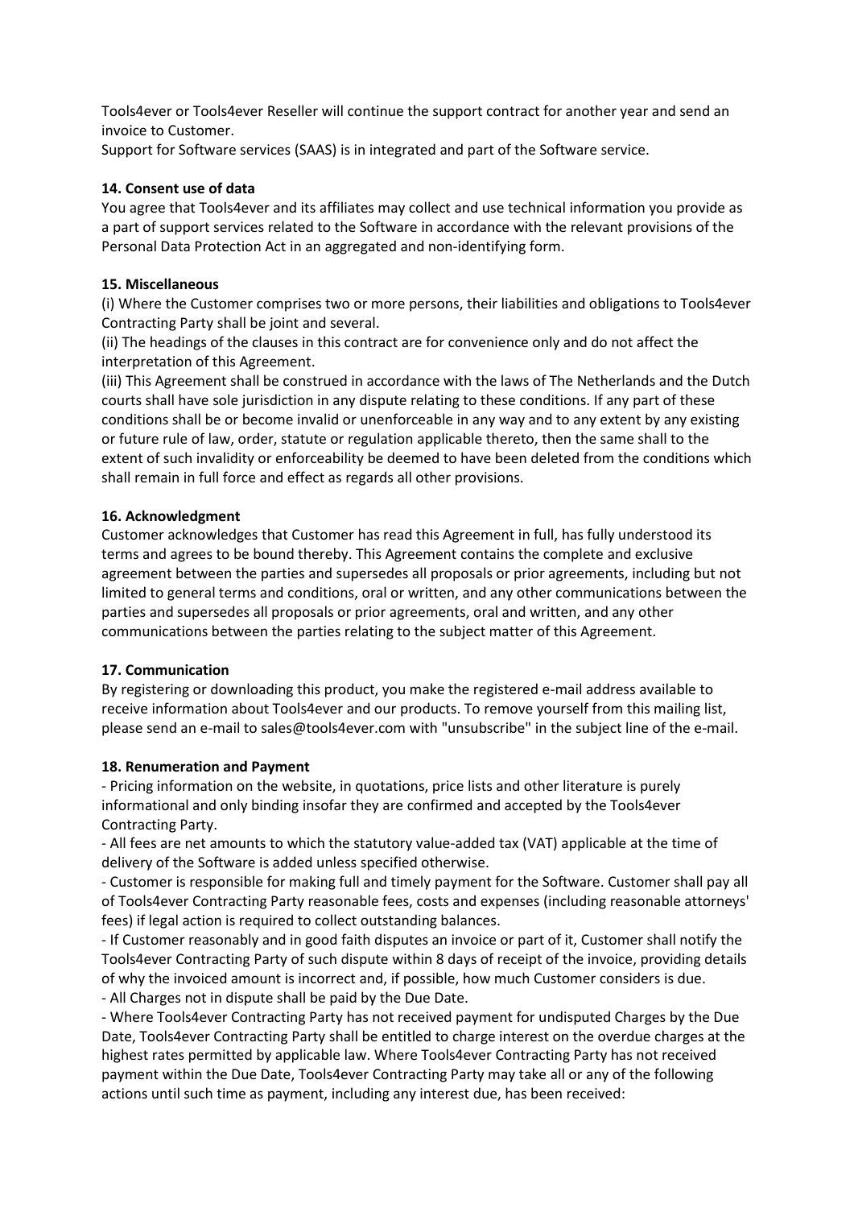Tools4ever or Tools4ever Reseller will continue the support contract for another year and send an invoice to Customer.

Support for Software services (SAAS) is in integrated and part of the Software service.

**14. Consent use of data**

You agree that Tools4ever and its affiliates may collect and use technical information you provide as a part of support services related to the Software in accordance with the relevant provisions of the Personal Data Protection Act in an aggregated and non-identifying form.

**15. Miscellaneous**

(i) Where the Customer comprises two or more persons, their liabilities and obligations to Tools4ever Contracting Party shall be joint and several.

(ii) The headings of the clauses in this contract are for convenience only and do not affect the interpretation of this Agreement.

(iii) This Agreement shall be construed in accordance with the laws of The Netherlands and the Dutch courts shall have sole jurisdiction in any dispute relating to these conditions. If any part of these conditions shall be or become invalid or unenforceable in any way and to any extent by any existing or future rule of law, order, statute or regulation applicable thereto, then the same shall to the extent of such invalidity or enforceability be deemed to have been deleted from the conditions which shall remain in full force and effect as regards all other provisions.

**16. Acknowledgment**

Customer acknowledges that Customer has read this Agreement in full, has fully understood its terms and agrees to be bound thereby. This Agreement contains the complete and exclusive agreement between the parties and supersedes all proposals or prior agreements, including but not limited to general terms and conditions, oral or written, and any other communications between the parties and supersedes all proposals or prior agreements, oral and written, and any other communications between the parties relating to the subject matter of this Agreement.

**17. Communication**

By registering or downloading this product, you make the registered e-mail address available to receive information about Tools4ever and our products. To remove yourself from this mailing list, please send an e-mail to sales@tools4ever.com with "unsubscribe" in the subject line of the e-mail.

**18. Renumeration and Payment**

- Pricing information on the website, in quotations, price lists and other literature is purely informational and only binding insofar they are confirmed and accepted by the Tools4ever Contracting Party.
- All fees are net amounts to which the statutory value-added tax (VAT) applicable at the time of delivery of the Software is added unless specified otherwise.
- Customer is responsible for making full and timely payment for the Software. Customer shall pay all of Tools4ever Contracting Party reasonable fees, costs and expenses (including reasonable attorneys' fees) if legal action is required to collect outstanding balances.
- If Customer reasonably and in good faith disputes an invoice or part of it, Customer shall notify the Tools4ever Contracting Party of such dispute within 8 days of receipt of the invoice, providing details of why the invoiced amount is incorrect and, if possible, how much Customer considers is due.
- All Charges not in dispute shall be paid by the Due Date.
- Where Tools4ever Contracting Party has not received payment for undisputed Charges by the Due Date, Tools4ever Contracting Party shall be entitled to charge interest on the overdue charges at the highest rates permitted by applicable law. Where Tools4ever Contracting Party has not received payment within the Due Date, Tools4ever Contracting Party may take all or any of the following actions until such time as payment, including any interest due, has been received: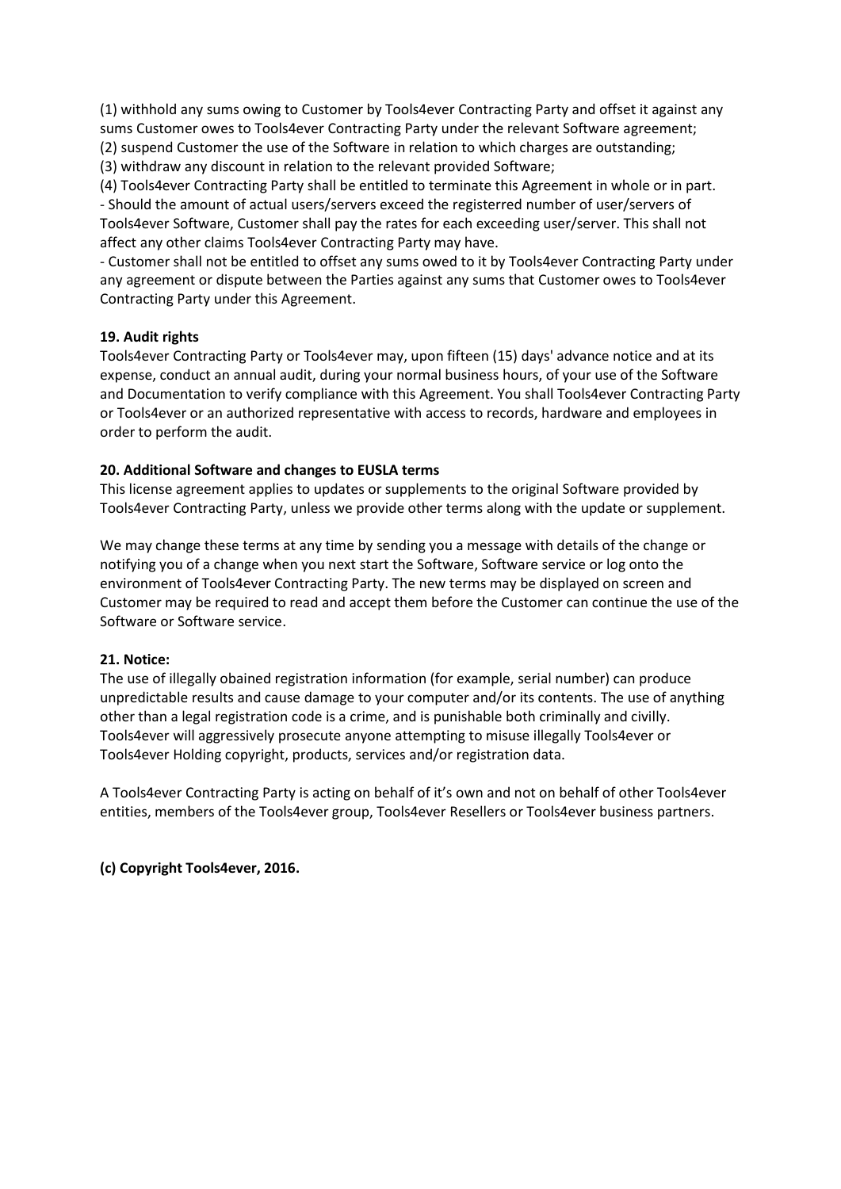(1) withhold any sums owing to Customer by Tools4ever Contracting Party and offset it against any sums Customer owes to Tools4ever Contracting Party under the relevant Software agreement;
(2) suspend Customer the use of the Software in relation to which charges are outstanding;
(3) withdraw any discount in relation to the relevant provided Software;
(4) Tools4ever Contracting Party shall be entitled to terminate this Agreement in whole or in part.
- Should the amount of actual users/servers exceed the registerred number of user/servers of Tools4ever Software, Customer shall pay the rates for each exceeding user/server. This shall not affect any other claims Tools4ever Contracting Party may have.
- Customer shall not be entitled to offset any sums owed to it by Tools4ever Contracting Party under any agreement or dispute between the Parties against any sums that Customer owes to Tools4ever Contracting Party under this Agreement.

**19. Audit rights**

Tools4ever Contracting Party or Tools4ever may, upon fifteen (15) days' advance notice and at its expense, conduct an annual audit, during your normal business hours, of your use of the Software and Documentation to verify compliance with this Agreement. You shall Tools4ever Contracting Party or Tools4ever or an authorized representative with access to records, hardware and employees in order to perform the audit.

**20. Additional Software and changes to EUSLA terms**

This license agreement applies to updates or supplements to the original Software provided by Tools4ever Contracting Party, unless we provide other terms along with the update or supplement.

We may change these terms at any time by sending you a message with details of the change or notifying you of a change when you next start the Software, Software service or log onto the environment of Tools4ever Contracting Party. The new terms may be displayed on screen and Customer may be required to read and accept them before the Customer can continue the use of the Software or Software service.

**21. Notice:**

The use of illegally obained registration information (for example, serial number) can produce unpredictable results and cause damage to your computer and/or its contents. The use of anything other than a legal registration code is a crime, and is punishable both criminally and civilly. Tools4ever will aggressively prosecute anyone attempting to misuse illegally Tools4ever or Tools4ever Holding copyright, products, services and/or registration data.

A Tools4ever Contracting Party is acting on behalf of it's own and not on behalf of other Tools4ever entities, members of the Tools4ever group, Tools4ever Resellers or Tools4ever business partners.

**(c) Copyright Tools4ever, 2016.**